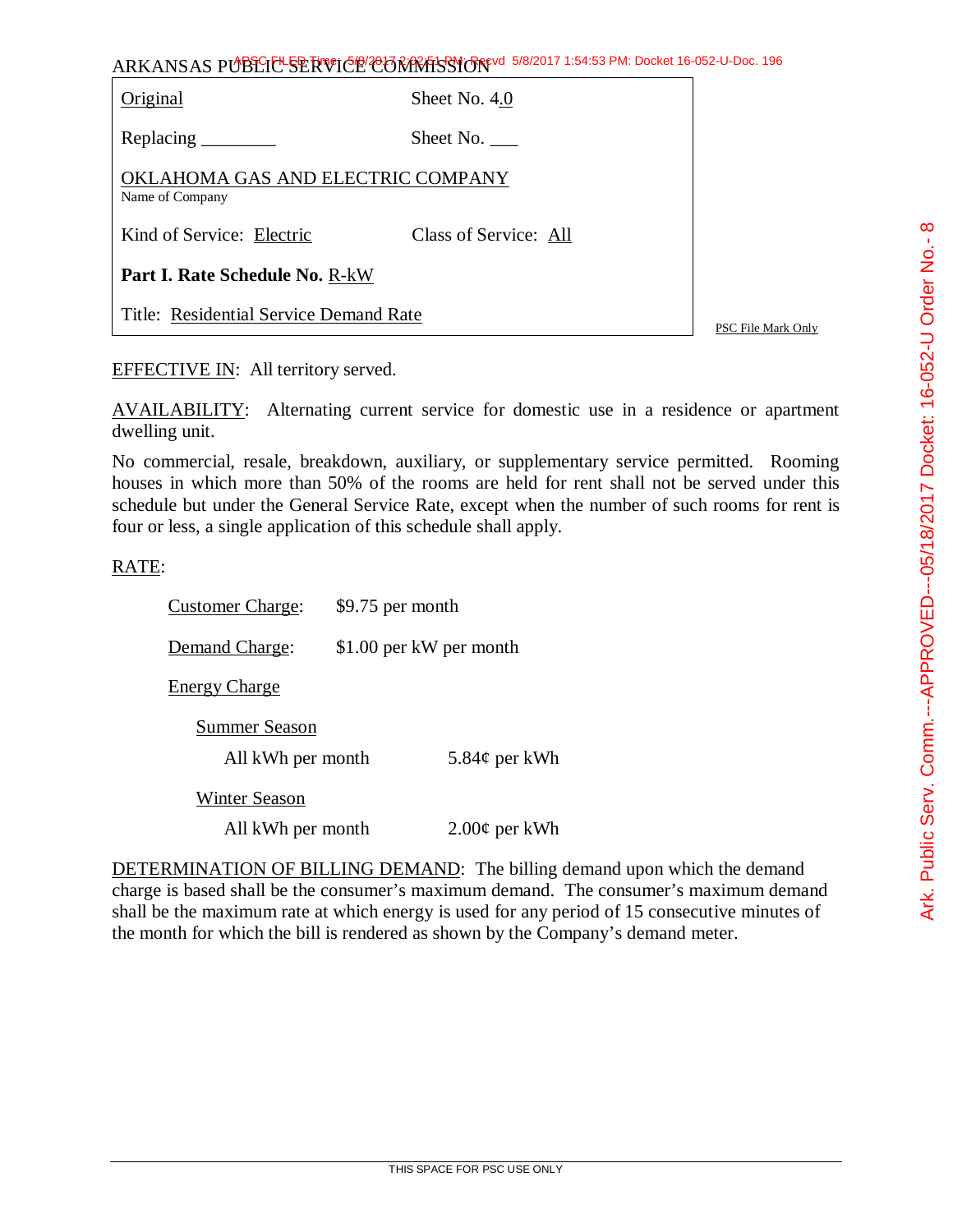ARKANSAS PUBLIC SERVICE COMMISSION

| | |
|---|---|
| Original | Sheet No. 4.0 |
| Replacing ________ | Sheet No. ___ |
| OKLAHOMA GAS AND ELECTRIC COMPANY<br>Name of Company | |
| Kind of Service: Electric | Class of Service: All |
| **Part I. Rate Schedule No.** R-kW | |
| Title: Residential Service Demand Rate | |

PSC File Mark Only

EFFECTIVE IN: All territory served.

AVAILABILITY: Alternating current service for domestic use in a residence or apartment dwelling unit.

No commercial, resale, breakdown, auxiliary, or supplementary service permitted. Rooming houses in which more than 50% of the rooms are held for rent shall not be served under this schedule but under the General Service Rate, except when the number of such rooms for rent is four or less, a single application of this schedule shall apply.

RATE:

Customer Charge: $9.75 per month

Demand Charge: $1.00 per kW per month

Energy Charge

Summer Season

All kWh per month 5.84¢ per kWh

Winter Season

All kWh per month 2.00¢ per kWh

DETERMINATION OF BILLING DEMAND: The billing demand upon which the demand charge is based shall be the consumer's maximum demand. The consumer's maximum demand shall be the maximum rate at which energy is used for any period of 15 consecutive minutes of the month for which the bill is rendered as shown by the Company's demand meter.

THIS SPACE FOR PSC USE ONLY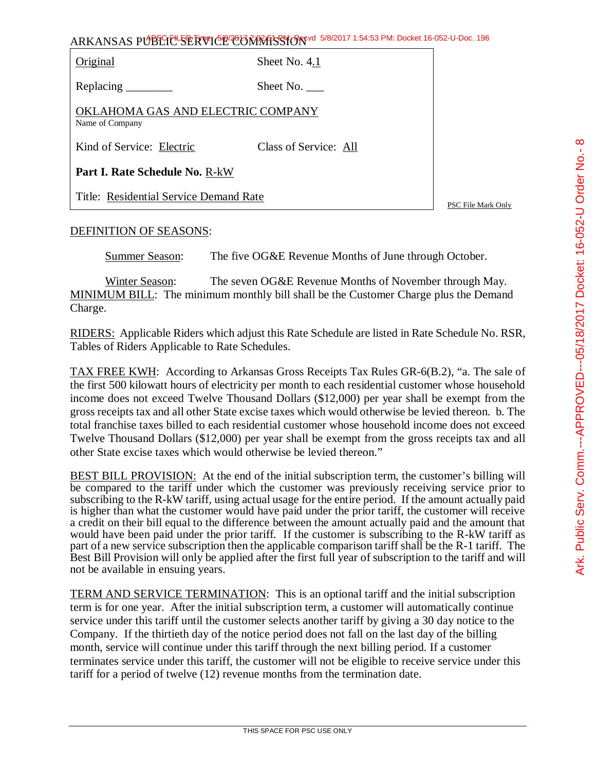ARKANSAS PUBLIC SERVICE COMMISSION

| | |
|---|---|
| Original | Sheet No. 4.1 |
| Replacing ________ | Sheet No. ___ |
| OKLAHOMA GAS AND ELECTRIC COMPANY<br>Name of Company | |
| Kind of Service: Electric | Class of Service: All |
| **Part I. Rate Schedule No.** R-kW | |
| Title: Residential Service Demand Rate | |

PSC File Mark Only

DEFINITION OF SEASONS:

Summer Season: The five OG&E Revenue Months of June through October.

Winter Season: The seven OG&E Revenue Months of November through May.

MINIMUM BILL: The minimum monthly bill shall be the Customer Charge plus the Demand Charge.

RIDERS: Applicable Riders which adjust this Rate Schedule are listed in Rate Schedule No. RSR, Tables of Riders Applicable to Rate Schedules.

TAX FREE KWH: According to Arkansas Gross Receipts Tax Rules GR-6(B.2), "a. The sale of the first 500 kilowatt hours of electricity per month to each residential customer whose household income does not exceed Twelve Thousand Dollars ($12,000) per year shall be exempt from the gross receipts tax and all other State excise taxes which would otherwise be levied thereon. b. The total franchise taxes billed to each residential customer whose household income does not exceed Twelve Thousand Dollars ($12,000) per year shall be exempt from the gross receipts tax and all other State excise taxes which would otherwise be levied thereon."

BEST BILL PROVISION: At the end of the initial subscription term, the customer's billing will be compared to the tariff under which the customer was previously receiving service prior to subscribing to the R-kW tariff, using actual usage for the entire period. If the amount actually paid is higher than what the customer would have paid under the prior tariff, the customer will receive a credit on their bill equal to the difference between the amount actually paid and the amount that would have been paid under the prior tariff. If the customer is subscribing to the R-kW tariff as part of a new service subscription then the applicable comparison tariff shall be the R-1 tariff. The Best Bill Provision will only be applied after the first full year of subscription to the tariff and will not be available in ensuing years.

TERM AND SERVICE TERMINATION: This is an optional tariff and the initial subscription term is for one year. After the initial subscription term, a customer will automatically continue service under this tariff until the customer selects another tariff by giving a 30 day notice to the Company. If the thirtieth day of the notice period does not fall on the last day of the billing month, service will continue under this tariff through the next billing period. If a customer terminates service under this tariff, the customer will not be eligible to receive service under this tariff for a period of twelve (12) revenue months from the termination date.

THIS SPACE FOR PSC USE ONLY